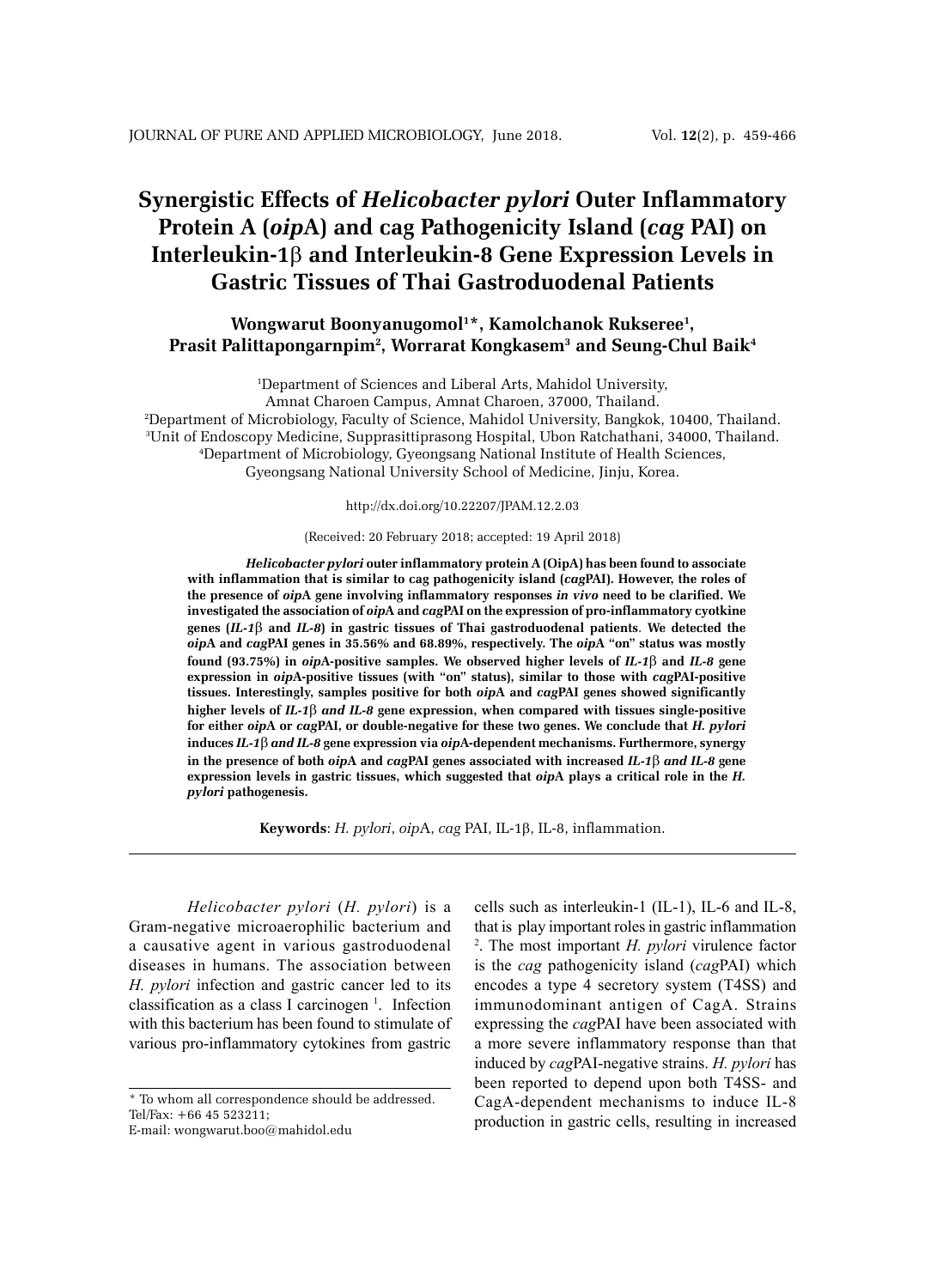# Synergistic Effects of *Helicobacter pylori* Outer Inflammatory Protein A (*oip*A) and cag Pathogenicity Island (*cag* PAI) on Interleukin-1β and Interleukin-8 Gene Expression Levels in Gastric Tissues of Thai Gastroduodenal Patients

**Wongwarut Boonyanugomol[1]\*, Kamolchanok Rukseree[1], Prasit Palittapongarnpim[2], Worrarat Kongkasem[3] and Seung-Chul Baik[4]**

[1]Department of Sciences and Liberal Arts, Mahidol University, Amnat Charoen Campus, Amnat Charoen, 37000, Thailand.
[2]Department of Microbiology, Faculty of Science, Mahidol University, Bangkok, 10400, Thailand.
[3]Unit of Endoscopy Medicine, Supprasittiprasong Hospital, Ubon Ratchathani, 34000, Thailand.
[4]Department of Microbiology, Gyeongsang National Institute of Health Sciences, Gyeongsang National University School of Medicine, Jinju, Korea.

http://dx.doi.org/10.22207/JPAM.12.2.03

(Received: 20 February 2018; accepted: 19 April 2018)

***Helicobacter pylori* outer inflammatory protein A (OipA) has been found to associate with inflammation that is similar to cag pathogenicity island (*cag*PAI). However, the roles of the presence of *oip*A gene involving inflammatory responses *in vivo* need to be clarified. We investigated the association of *oip*A and *cag*PAI on the expression of pro-inflammatory cyotkine genes (*IL-1*β and *IL-8*) in gastric tissues of Thai gastroduodenal patients. We detected the *oip*A and *cag*PAI genes in 35.56% and 68.89%, respectively. The *oip*A "on" status was mostly found (93.75%) in *oip*A-positive samples. We observed higher levels of *IL-1*β and *IL-8* gene expression in *oip*A-positive tissues (with "on" status), similar to those with *cag*PAI-positive tissues. Interestingly, samples positive for both *oip*A and *cag*PAI genes showed significantly higher levels of *IL-1*β *and IL-8* gene expression, when compared with tissues single-positive for either *oip*A or *cag*PAI, or double-negative for these two genes. We conclude that *H. pylori* induces *IL-1*β *and IL-8* gene expression via *oip*A-dependent mechanisms. Furthermore, synergy in the presence of both *oip*A and *cag*PAI genes associated with increased *IL-1*β *and IL-8* gene expression levels in gastric tissues, which suggested that *oip*A plays a critical role in the *H. pylori* pathogenesis.**

**Keywords**: *H. pylori*, *oip*A, *cag* PAI, IL-1β, IL-8, inflammation.

*Helicobacter pylori* (*H. pylori*) is a Gram-negative microaerophilic bacterium and a causative agent in various gastroduodenal diseases in humans. The association between *H. pylori* infection and gastric cancer led to its classification as a class I carcinogen [1]. Infection with this bacterium has been found to stimulate of various pro-inflammatory cytokines from gastric cells such as interleukin-1 (IL-1), IL-6 and IL-8, that is play important roles in gastric inflammation [2]. The most important *H. pylori* virulence factor is the *cag* pathogenicity island (*cag*PAI) which encodes a type 4 secretory system (T4SS) and immunodominant antigen of CagA. Strains expressing the *cag*PAI have been associated with a more severe inflammatory response than that induced by *cag*PAI-negative strains. *H. pylori* has been reported to depend upon both T4SS- and CagA-dependent mechanisms to induce IL-8 production in gastric cells, resulting in increased

\* To whom all correspondence should be addressed.
Tel/Fax: +66 45 523211;
E-mail: wongwarut.boo@mahidol.edu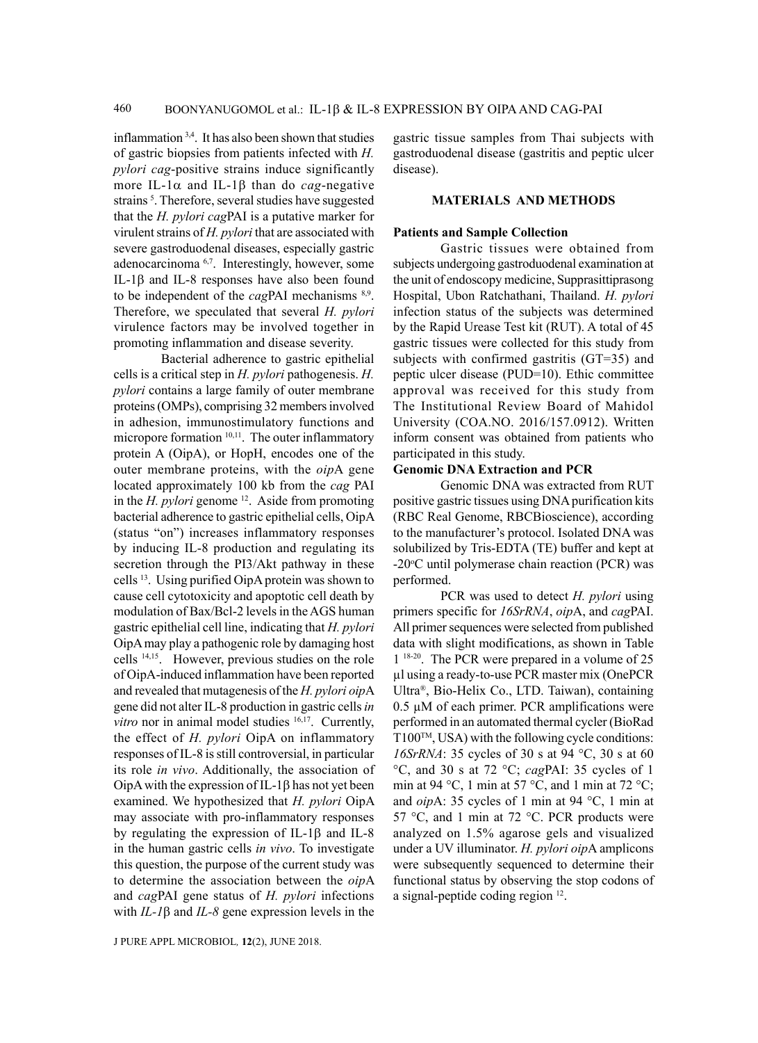inflammation [3,4]. It has also been shown that studies of gastric biopsies from patients infected with *H. pylori cag*-positive strains induce significantly more IL-1α and IL-1β than do *cag*-negative strains [5]. Therefore, several studies have suggested that the *H. pylori cag*PAI is a putative marker for virulent strains of *H. pylori* that are associated with severe gastroduodenal diseases, especially gastric adenocarcinoma [6,7]. Interestingly, however, some IL-1β and IL-8 responses have also been found to be independent of the *cag*PAI mechanisms [8,9]. Therefore, we speculated that several *H. pylori* virulence factors may be involved together in promoting inflammation and disease severity.

Bacterial adherence to gastric epithelial cells is a critical step in *H. pylori* pathogenesis. *H. pylori* contains a large family of outer membrane proteins (OMPs), comprising 32 members involved in adhesion, immunostimulatory functions and micropore formation [10,11]. The outer inflammatory protein A (OipA), or HopH, encodes one of the outer membrane proteins, with the *oip*A gene located approximately 100 kb from the *cag* PAI in the *H. pylori* genome [12]. Aside from promoting bacterial adherence to gastric epithelial cells, OipA (status "on") increases inflammatory responses by inducing IL-8 production and regulating its secretion through the PI3/Akt pathway in these cells [13]. Using purified OipA protein was shown to cause cell cytotoxicity and apoptotic cell death by modulation of Bax/Bcl-2 levels in the AGS human gastric epithelial cell line, indicating that *H. pylori* OipA may play a pathogenic role by damaging host cells [14,15]. However, previous studies on the role of OipA-induced inflammation have been reported and revealed that mutagenesis of the *H. pylori oip*A gene did not alter IL-8 production in gastric cells *in vitro* nor in animal model studies [16,17]. Currently, the effect of *H. pylori* OipA on inflammatory responses of IL-8 is still controversial, in particular its role *in vivo*. Additionally, the association of OipA with the expression of IL-1β has not yet been examined. We hypothesized that *H. pylori* OipA may associate with pro-inflammatory responses by regulating the expression of IL-1β and IL-8 in the human gastric cells *in vivo*. To investigate this question, the purpose of the current study was to determine the association between the *oip*A and *cag*PAI gene status of *H. pylori* infections with *IL-1β* and *IL-8* gene expression levels in the gastric tissue samples from Thai subjects with gastroduodenal disease (gastritis and peptic ulcer disease).

## MATERIALS AND METHODS

### Patients and Sample Collection

Gastric tissues were obtained from subjects undergoing gastroduodenal examination at the unit of endoscopy medicine, Supprasittiprasong Hospital, Ubon Ratchathani, Thailand. *H. pylori* infection status of the subjects was determined by the Rapid Urease Test kit (RUT). A total of 45 gastric tissues were collected for this study from subjects with confirmed gastritis (GT=35) and peptic ulcer disease (PUD=10). Ethic committee approval was received for this study from The Institutional Review Board of Mahidol University (COA.NO. 2016/157.0912). Written inform consent was obtained from patients who participated in this study.

### Genomic DNA Extraction and PCR

Genomic DNA was extracted from RUT positive gastric tissues using DNA purification kits (RBC Real Genome, RBCBioscience), according to the manufacturer's protocol. Isolated DNA was solubilized by Tris-EDTA (TE) buffer and kept at -20°C until polymerase chain reaction (PCR) was performed.

PCR was used to detect *H. pylori* using primers specific for *16SrRNA*, *oip*A, and *cag*PAI. All primer sequences were selected from published data with slight modifications, as shown in Table 1 [18-20]. The PCR were prepared in a volume of 25 µl using a ready-to-use PCR master mix (OnePCR Ultra®, Bio-Helix Co., LTD. Taiwan), containing 0.5 µM of each primer. PCR amplifications were performed in an automated thermal cycler (BioRad T100™, USA) with the following cycle conditions: *16SrRNA*: 35 cycles of 30 s at 94 °C, 30 s at 60 °C, and 30 s at 72 °C; *cag*PAI: 35 cycles of 1 min at 94 °C, 1 min at 57 °C, and 1 min at 72 °C; and *oip*A: 35 cycles of 1 min at 94 °C, 1 min at 57 °C, and 1 min at 72 °C. PCR products were analyzed on 1.5% agarose gels and visualized under a UV illuminator. *H. pylori oip*A amplicons were subsequently sequenced to determine their functional status by observing the stop codons of a signal-peptide coding region [12].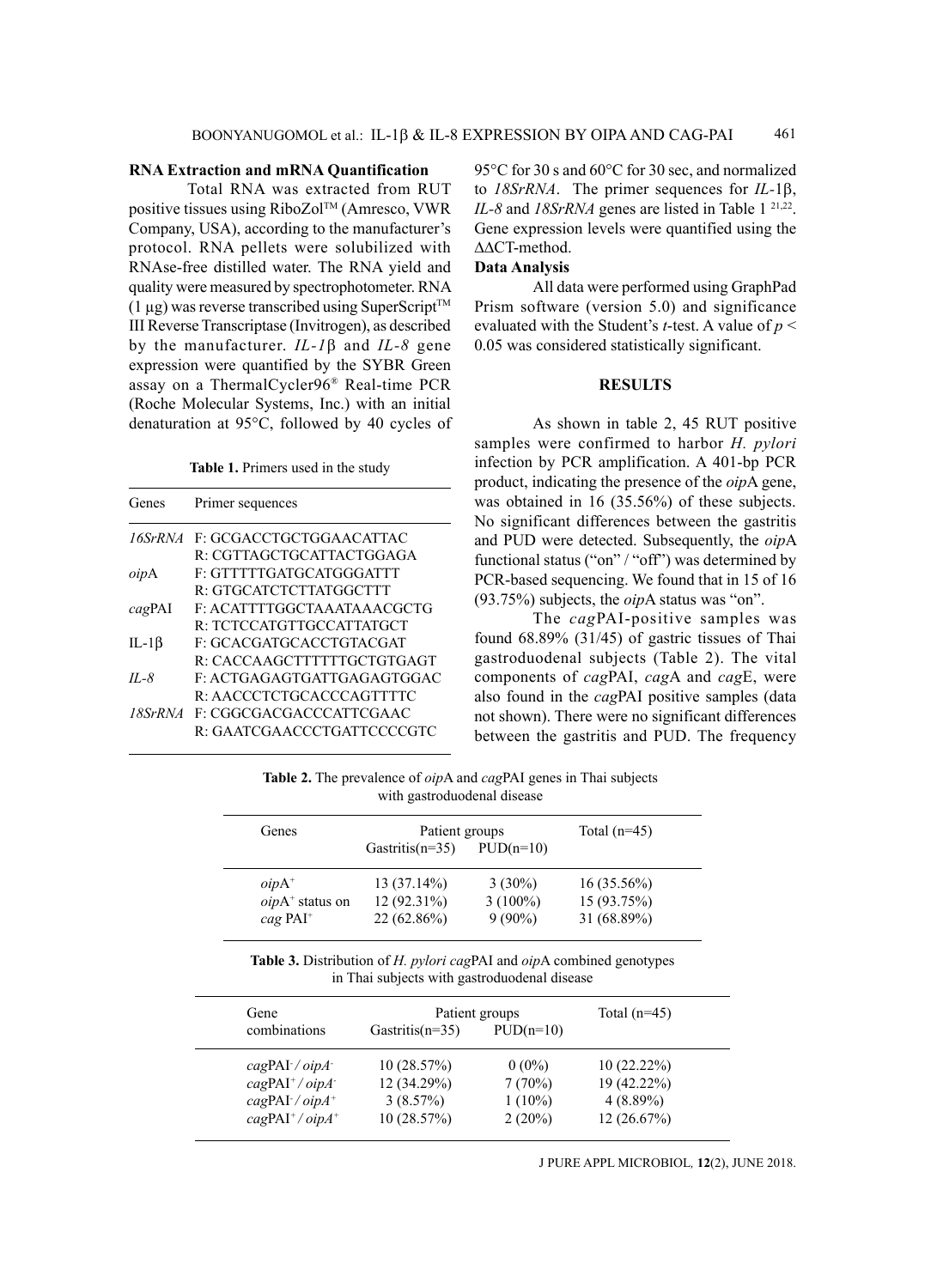**RNA Extraction and mRNA Quantification**

Total RNA was extracted from RUT positive tissues using RiboZol™ (Amresco, VWR Company, USA), according to the manufacturer's protocol. RNA pellets were solubilized with RNAse-free distilled water. The RNA yield and quality were measured by spectrophotometer. RNA (1 µg) was reverse transcribed using SuperScript™ III Reverse Transcriptase (Invitrogen), as described by the manufacturer. *IL-1*β and *IL-8* gene expression were quantified by the SYBR Green assay on a ThermalCycler96® Real-time PCR (Roche Molecular Systems, Inc.) with an initial denaturation at 95°C, followed by 40 cycles of 95°C for 30 s and 60°C for 30 sec, and normalized to *18SrRNA*. The primer sequences for *IL*-1β, *IL-8* and *18SrRNA* genes are listed in Table 1 [21,22]. Gene expression levels were quantified using the ΔΔCT-method.

**Table 1.** Primers used in the study

| Genes | Primer sequences |
|---|---|
| *16SrRNA* | F: GCGACCTGCTGGAACATTAC |
| | R: CGTTAGCTGCATTACTGGAGA |
| *oip*A | F: GTTTTTGATGCATGGGATTT |
| | R: GTGCATCTCTTATGGCTTT |
| *cag*PAI | F: ACATTTTGGCTAAATAAACGCTG |
| | R: TCTCCATGTTGCCATTATGCT |
| IL-1β | F: GCACGATGCACCTGTACGAT |
| | R: CACCAAGCTTTTTTGCTGTGAGT |
| *IL-8* | F: ACTGAGAGTGATTGAGAGTGGAC |
| | R: AACCCTCTGCACCCAGTTTTC |
| *18SrRNA* | F: CGGCGACGACCCATTCGAAC |
| | R: GAATCGAACCCTGATTCCCCGTC |

**Data Analysis**

All data were performed using GraphPad Prism software (version 5.0) and significance evaluated with the Student's *t*-test. A value of $p < 0.05$ was considered statistically significant.

## RESULTS

As shown in table 2, 45 RUT positive samples were confirmed to harbor *H. pylori* infection by PCR amplification. A 401-bp PCR product, indicating the presence of the *oip*A gene, was obtained in 16 (35.56%) of these subjects. No significant differences between the gastritis and PUD were detected. Subsequently, the *oip*A functional status ("on" / "off") was determined by PCR-based sequencing. We found that in 15 of 16 (93.75%) subjects, the *oip*A status was "on".

The *cag*PAI-positive samples was found 68.89% (31/45) of gastric tissues of Thai gastroduodenal subjects (Table 2). The vital components of *cag*PAI, *cag*A and *cag*E, were also found in the *cag*PAI positive samples (data not shown). There were no significant differences between the gastritis and PUD. The frequency

**Table 2.** The prevalence of *oip*A and *cag*PAI genes in Thai subjects with gastroduodenal disease

| Genes | Patient groups | | Total (n=45) |
|---|---|---|---|
| | Gastritis(n=35) | PUD(n=10) | |
| *oip*A⁺ | 13 (37.14%) | 3 (30%) | 16 (35.56%) |
| *oip*A⁺ status on | 12 (92.31%) | 3 (100%) | 15 (93.75%) |
| *cag* PAI⁺ | 22 (62.86%) | 9 (90%) | 31 (68.89%) |

**Table 3.** Distribution of *H. pylori cag*PAI and *oip*A combined genotypes in Thai subjects with gastroduodenal disease

| Gene combinations | Patient groups | | Total (n=45) |
|---|---|---|---|
| | Gastritis(n=35) | PUD(n=10) | |
| $cag$PAI$^-$ / $oipA^-$ | 10 (28.57%) | 0 (0%) | 10 (22.22%) |
| $cag$PAI$^+$ / $oipA^-$ | 12 (34.29%) | 7 (70%) | 19 (42.22%) |
| $cag$PAI$^-$ / $oipA^+$ | 3 (8.57%) | 1 (10%) | 4 (8.89%) |
| $cag$PAI$^+$ / $oipA^+$ | 10 (28.57%) | 2 (20%) | 12 (26.67%) |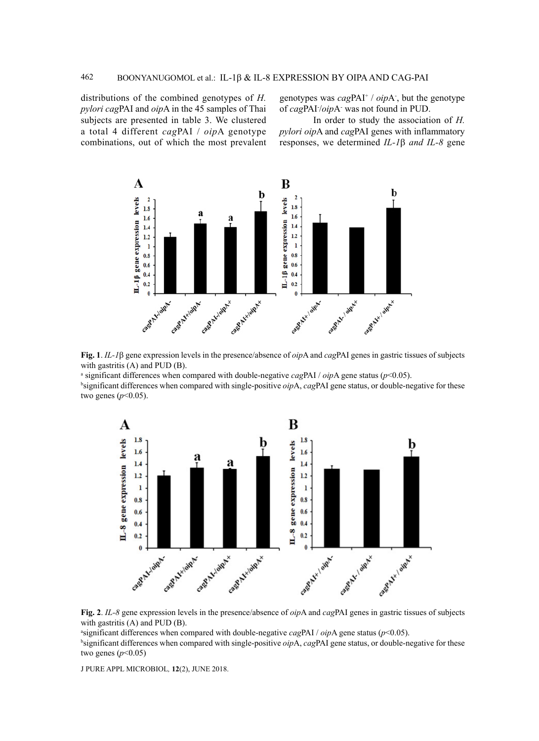distributions of the combined genotypes of *H. pylori cag*PAI and *oip*A in the 45 samples of Thai subjects are presented in table 3. We clustered a total 4 different *cag*PAI / *oip*A genotype combinations, out of which the most prevalent genotypes was *cag*PAI$^{+}$ / *oip*A$^{-}$, but the genotype of *cag*PAI$^{-}$/*oip*A$^{-}$ was not found in PUD.

In order to study the association of *H. pylori oip*A and *cag*PAI genes with inflammatory responses, we determined *IL-1*β *and IL-8* gene

**Fig. 1**. *IL-1*β gene expression levels in the presence/absence of *oip*A and *cag*PAI genes in gastric tissues of subjects with gastritis (A) and PUD (B).

[a] significant differences when compared with double-negative *cag*PAI / *oip*A gene status ($p$<0.05).

[b] significant differences when compared with single-positive *oip*A, *cag*PAI gene status, or double-negative for these two genes ($p$<0.05).

**Fig. 2**. *IL-8* gene expression levels in the presence/absence of *oip*A and *cag*PAI genes in gastric tissues of subjects with gastritis (A) and PUD (B).

[a] significant differences when compared with double-negative *cag*PAI / *oip*A gene status ($p$<0.05).

[b] significant differences when compared with single-positive *oip*A, *cag*PAI gene status, or double-negative for these two genes ($p$<0.05)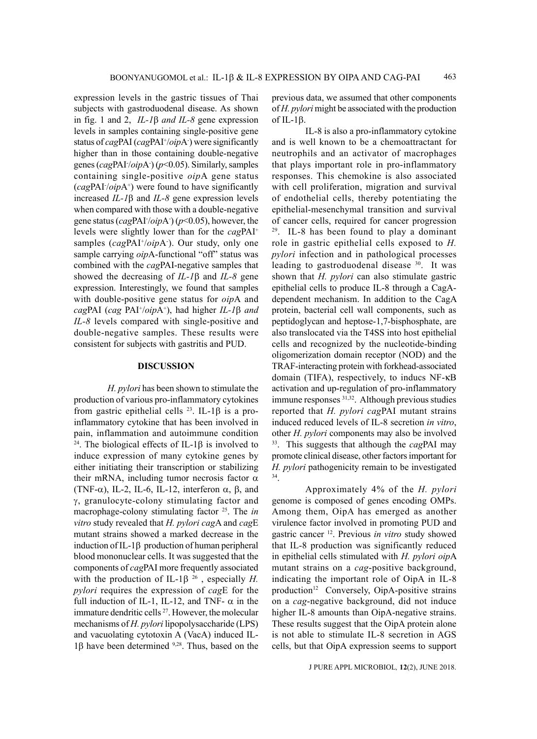expression levels in the gastric tissues of Thai subjects with gastroduodenal disease. As shown in fig. 1 and 2, *IL-1*β *and IL-8* gene expression levels in samples containing single-positive gene status of *cag*PAI (*cag*PAI$^+$/*oip*A$^-$) were significantly higher than in those containing double-negative genes (*cag*PAI$^-$/*oip*A$^-$) ($p$<0.05). Similarly, samples containing single-positive *oip*A gene status (*cag*PAI$^-$/*oip*A$^+$) were found to have significantly increased *IL-1*β and *IL-8* gene expression levels when compared with those with a double-negative gene status (*cag*PAI$^-$/*oip*A$^-$) ($p$<0.05), however, the levels were slightly lower than for the *cag*PAI$^+$ samples (*cag*PAI$^+$/*oip*A$^-$). Our study, only one sample carrying *oip*A-functional "off" status was combined with the *cag*PAI-negative samples that showed the decreasing of *IL-1*β and *IL-8* gene expression. Interestingly, we found that samples with double-positive gene status for *oip*A and *cag*PAI (*cag* PAI$^+$/*oip*A$^+$), had higher *IL-1*β *and IL-8* levels compared with single-positive and double-negative samples. These results were consistent for subjects with gastritis and PUD.

## DISCUSSION

*H. pylori* has been shown to stimulate the production of various pro-inflammatory cytokines from gastric epithelial cells [23]. IL-1β is a pro-inflammatory cytokine that has been involved in pain, inflammation and autoimmune condition [24]. The biological effects of IL-1β is involved to induce expression of many cytokine genes by either initiating their transcription or stabilizing their mRNA, including tumor necrosis factor α (TNF-α), IL-2, IL-6, IL-12, interferon α, β, and γ, granulocyte-colony stimulating factor and macrophage-colony stimulating factor [25]. The *in vitro* study revealed that *H. pylori cag*A and *cag*E mutant strains showed a marked decrease in the induction of IL-1β production of human peripheral blood mononuclear cells. It was suggested that the components of *cag*PAI more frequently associated with the production of IL-1β [26], especially *H. pylori* requires the expression of *cag*E for the full induction of IL-1, IL-12, and TNF- α in the immature dendritic cells [27]. However, the molecular mechanisms of *H. pylori* lipopolysaccharide (LPS) and vacuolating cytotoxin A (VacA) induced IL-1β have been determined [9,28]. Thus, based on the previous data, we assumed that other components of *H. pylori* might be associated with the production of IL-1β.

IL-8 is also a pro-inflammatory cytokine and is well known to be a chemoattractant for neutrophils and an activator of macrophages that plays important role in pro-inflammatory responses. This chemokine is also associated with cell proliferation, migration and survival of endothelial cells, thereby potentiating the epithelial-mesenchymal transition and survival of cancer cells, required for cancer progression [29]. IL-8 has been found to play a dominant role in gastric epithelial cells exposed to *H. pylori* infection and in pathological processes leading to gastroduodenal disease [30]. It was shown that *H. pylori* can also stimulate gastric epithelial cells to produce IL-8 through a CagA-dependent mechanism. In addition to the CagA protein, bacterial cell wall components, such as peptidoglycan and heptose-1,7-bisphosphate, are also translocated via the T4SS into host epithelial cells and recognized by the nucleotide-binding oligomerization domain receptor (NOD) and the TRAF-interacting protein with forkhead-associated domain (TIFA), respectively, to inducs NF-κB activation and up-regulation of pro-inflammatory immune responses [31,32]. Although previous studies reported that *H. pylori cag*PAI mutant strains induced reduced levels of IL-8 secretion *in vitro*, other *H. pylori* components may also be involved [33]. This suggests that although the *cag*PAI may promote clinical disease, other factors important for *H. pylori* pathogenicity remain to be investigated [34].

Approximately 4% of the *H. pylori* genome is composed of genes encoding OMPs. Among them, OipA has emerged as another virulence factor involved in promoting PUD and gastric cancer [12]. Previous *in vitro* study showed that IL-8 production was significantly reduced in epithelial cells stimulated with *H. pylori oip*A mutant strains on a *cag*-positive background, indicating the important role of OipA in IL-8 production[12] Conversely, OipA-positive strains on a *cag*-negative background, did not induce higher IL-8 amounts than OipA-negative strains. These results suggest that the OipA protein alone is not able to stimulate IL-8 secretion in AGS cells, but that OipA expression seems to support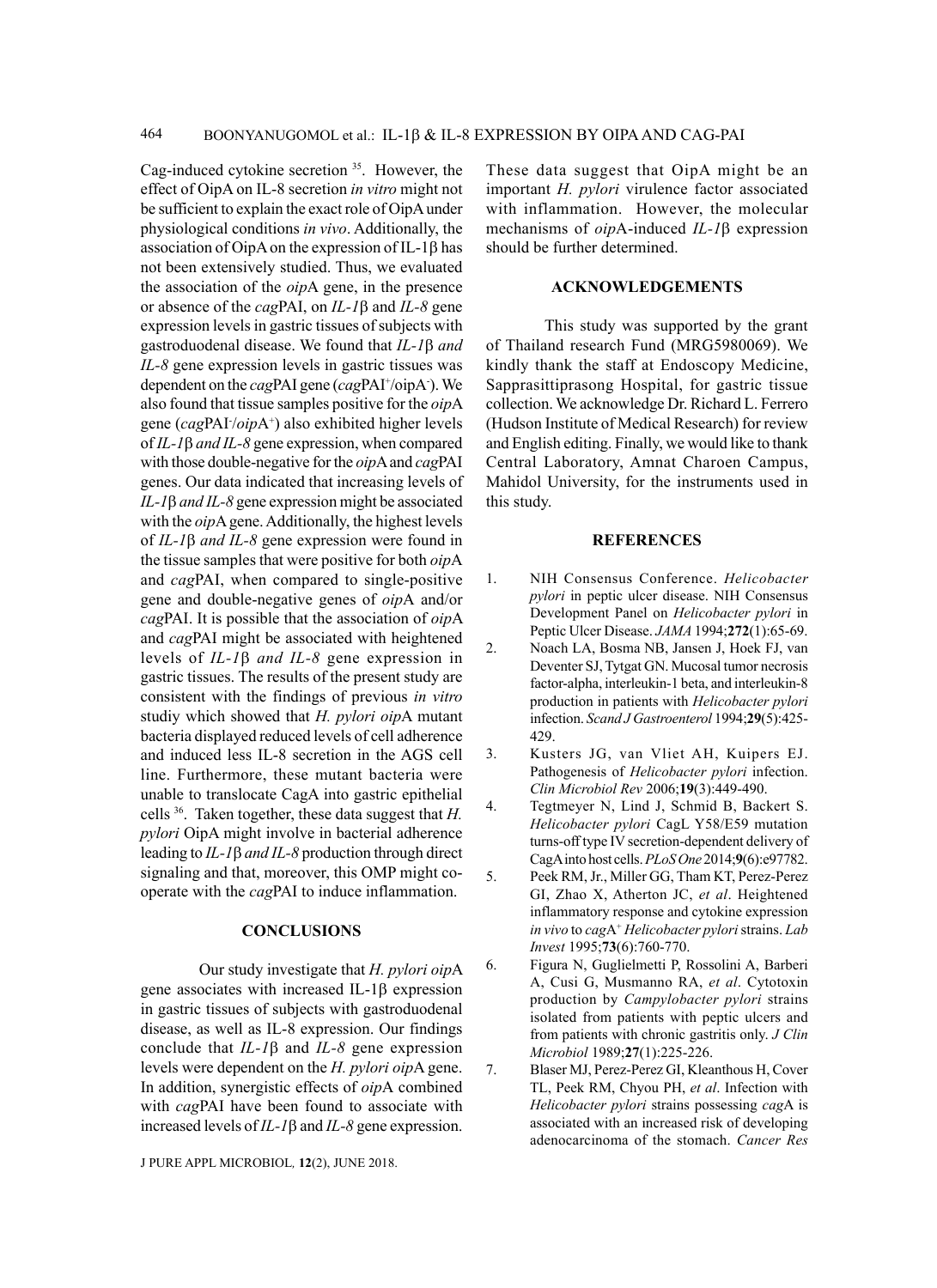Cag-induced cytokine secretion [35]. However, the effect of OipA on IL-8 secretion *in vitro* might not be sufficient to explain the exact role of OipA under physiological conditions *in vivo*. Additionally, the association of OipA on the expression of IL-1β has not been extensively studied. Thus, we evaluated the association of the *oip*A gene, in the presence or absence of the *cag*PAI, on *IL-1*β and *IL-8* gene expression levels in gastric tissues of subjects with gastroduodenal disease. We found that *IL-1*β *and IL-8* gene expression levels in gastric tissues was dependent on the *cag*PAI gene (*cag*PAI$^{+}$/oipA$^{-}$). We also found that tissue samples positive for the *oip*A gene (*cag*PAI$^{-}$/*oip*A$^{+}$) also exhibited higher levels of *IL-1*β *and IL-8* gene expression, when compared with those double-negative for the *oip*A and *cag*PAI genes. Our data indicated that increasing levels of *IL-1*β *and IL-8* gene expression might be associated with the *oip*A gene. Additionally, the highest levels of *IL-1*β *and IL-8* gene expression were found in the tissue samples that were positive for both *oip*A and *cag*PAI, when compared to single-positive gene and double-negative genes of *oip*A and/or *cag*PAI. It is possible that the association of *oip*A and *cag*PAI might be associated with heightened levels of *IL-1*β *and IL-8* gene expression in gastric tissues. The results of the present study are consistent with the findings of previous *in vitro* studiy which showed that *H. pylori oip*A mutant bacteria displayed reduced levels of cell adherence and induced less IL-8 secretion in the AGS cell line. Furthermore, these mutant bacteria were unable to translocate CagA into gastric epithelial cells [36]. Taken together, these data suggest that *H. pylori* OipA might involve in bacterial adherence leading to *IL-1*β *and IL-8* production through direct signaling and that, moreover, this OMP might co-operate with the *cag*PAI to induce inflammation.

## CONCLUSIONS

Our study investigate that *H. pylori oip*A gene associates with increased IL-1β expression in gastric tissues of subjects with gastroduodenal disease, as well as IL-8 expression. Our findings conclude that *IL-1*β and *IL-8* gene expression levels were dependent on the *H. pylori oip*A gene. In addition, synergistic effects of *oip*A combined with *cag*PAI have been found to associate with increased levels of *IL-1*β and *IL-8* gene expression. These data suggest that OipA might be an important *H. pylori* virulence factor associated with inflammation. However, the molecular mechanisms of *oip*A-induced *IL-1*β expression should be further determined.

## ACKNOWLEDGEMENTS

This study was supported by the grant of Thailand research Fund (MRG5980069). We kindly thank the staff at Endoscopy Medicine, Sapprasittiprasong Hospital, for gastric tissue collection. We acknowledge Dr. Richard L. Ferrero (Hudson Institute of Medical Research) for review and English editing. Finally, we would like to thank Central Laboratory, Amnat Charoen Campus, Mahidol University, for the instruments used in this study.

## REFERENCES

1. NIH Consensus Conference. *Helicobacter pylori* in peptic ulcer disease. NIH Consensus Development Panel on *Helicobacter pylori* in Peptic Ulcer Disease. *JAMA* 1994;**272**(1):65-69.
2. Noach LA, Bosma NB, Jansen J, Hoek FJ, van Deventer SJ, Tytgat GN. Mucosal tumor necrosis factor-alpha, interleukin-1 beta, and interleukin-8 production in patients with *Helicobacter pylori* infection. *Scand J Gastroenterol* 1994;**29**(5):425-429.
3. Kusters JG, van Vliet AH, Kuipers EJ. Pathogenesis of *Helicobacter pylori* infection. *Clin Microbiol Rev* 2006;**19**(3):449-490.
4. Tegtmeyer N, Lind J, Schmid B, Backert S. *Helicobacter pylori* CagL Y58/E59 mutation turns-off type IV secretion-dependent delivery of CagA into host cells. *PLoS One* 2014;**9**(6):e97782.
5. Peek RM, Jr., Miller GG, Tham KT, Perez-Perez GI, Zhao X, Atherton JC, *et al*. Heightened inflammatory response and cytokine expression *in vivo* to *cag*A$^{+}$ *Helicobacter pylori* strains. *Lab Invest* 1995;**73**(6):760-770.
6. Figura N, Guglielmetti P, Rossolini A, Barberi A, Cusi G, Musmanno RA, *et al*. Cytotoxin production by *Campylobacter pylori* strains isolated from patients with peptic ulcers and from patients with chronic gastritis only. *J Clin Microbiol* 1989;**27**(1):225-226.
7. Blaser MJ, Perez-Perez GI, Kleanthous H, Cover TL, Peek RM, Chyou PH, *et al*. Infection with *Helicobacter pylori* strains possessing *cag*A is associated with an increased risk of developing adenocarcinoma of the stomach. *Cancer Res*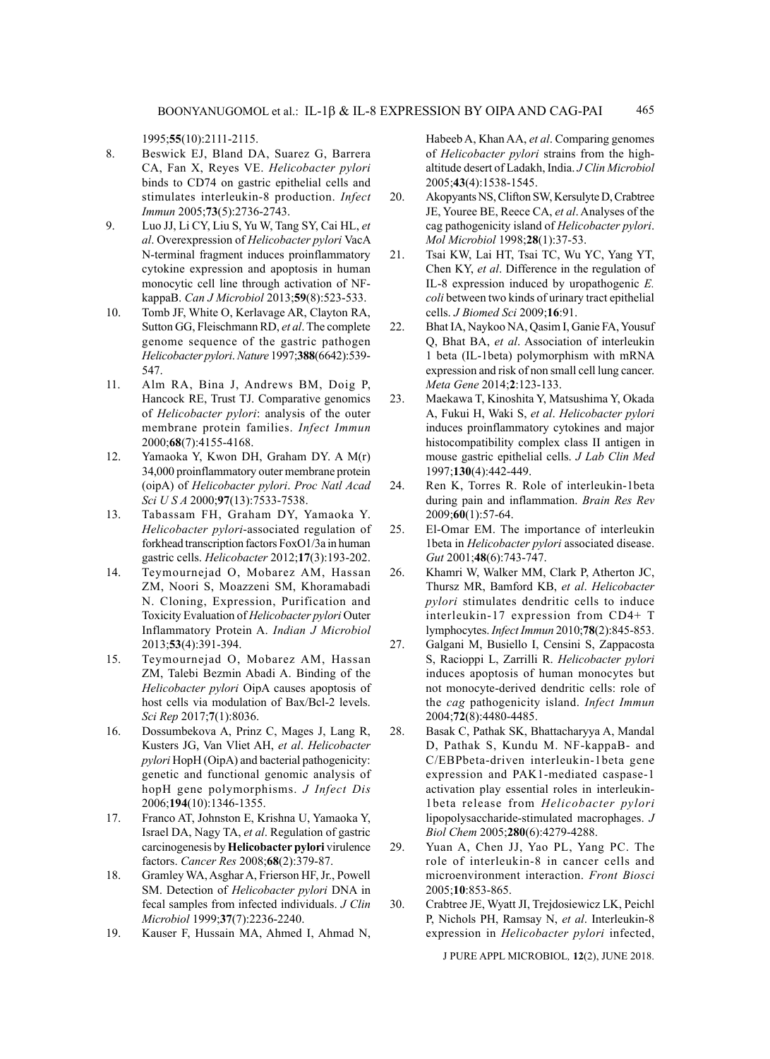1995;**55**(10):2111-2115.

8. Beswick EJ, Bland DA, Suarez G, Barrera CA, Fan X, Reyes VE. *Helicobacter pylori* binds to CD74 on gastric epithelial cells and stimulates interleukin-8 production. *Infect Immun* 2005;**73**(5):2736-2743.
9. Luo JJ, Li CY, Liu S, Yu W, Tang SY, Cai HL, *et al*. Overexpression of *Helicobacter pylori* VacA N-terminal fragment induces proinflammatory cytokine expression and apoptosis in human monocytic cell line through activation of NF-kappaB. *Can J Microbiol* 2013;**59**(8):523-533.
10. Tomb JF, White O, Kerlavage AR, Clayton RA, Sutton GG, Fleischmann RD, *et al*. The complete genome sequence of the gastric pathogen *Helicobacter pylori*. *Nature* 1997;**388**(6642):539-547.
11. Alm RA, Bina J, Andrews BM, Doig P, Hancock RE, Trust TJ. Comparative genomics of *Helicobacter pylori*: analysis of the outer membrane protein families. *Infect Immun* 2000;**68**(7):4155-4168.
12. Yamaoka Y, Kwon DH, Graham DY. A M(r) 34,000 proinflammatory outer membrane protein (oipA) of *Helicobacter pylori*. *Proc Natl Acad Sci U S A* 2000;**97**(13):7533-7538.
13. Tabassam FH, Graham DY, Yamaoka Y. *Helicobacter pylori*-associated regulation of forkhead transcription factors FoxO1/3a in human gastric cells. *Helicobacter* 2012;**17**(3):193-202.
14. Teymournejad O, Mobarez AM, Hassan ZM, Noori S, Moazzeni SM, Khoramabadi N. Cloning, Expression, Purification and Toxicity Evaluation of *Helicobacter pylori* Outer Inflammatory Protein A. *Indian J Microbiol* 2013;**53**(4):391-394.
15. Teymournejad O, Mobarez AM, Hassan ZM, Talebi Bezmin Abadi A. Binding of the *Helicobacter pylori* OipA causes apoptosis of host cells via modulation of Bax/Bcl-2 levels. *Sci Rep* 2017;**7**(1):8036.
16. Dossumbekova A, Prinz C, Mages J, Lang R, Kusters JG, Van Vliet AH, *et al*. *Helicobacter pylori* HopH (OipA) and bacterial pathogenicity: genetic and functional genomic analysis of hopH gene polymorphisms. *J Infect Dis* 2006;**194**(10):1346-1355.
17. Franco AT, Johnston E, Krishna U, Yamaoka Y, Israel DA, Nagy TA, *et al*. Regulation of gastric carcinogenesis by **Helicobacter pylori** virulence factors. *Cancer Res* 2008;**68**(2):379-87.
18. Gramley WA, Asghar A, Frierson HF, Jr., Powell SM. Detection of *Helicobacter pylori* DNA in fecal samples from infected individuals. *J Clin Microbiol* 1999;**37**(7):2236-2240.
19. Kauser F, Hussain MA, Ahmed I, Ahmad N, Habeeb A, Khan AA, *et al*. Comparing genomes of *Helicobacter pylori* strains from the high-altitude desert of Ladakh, India. *J Clin Microbiol* 2005;**43**(4):1538-1545.
20. Akopyants NS, Clifton SW, Kersulyte D, Crabtree JE, Youree BE, Reece CA, *et al*. Analyses of the cag pathogenicity island of *Helicobacter pylori*. *Mol Microbiol* 1998;**28**(1):37-53.
21. Tsai KW, Lai HT, Tsai TC, Wu YC, Yang YT, Chen KY, *et al*. Difference in the regulation of IL-8 expression induced by uropathogenic *E. coli* between two kinds of urinary tract epithelial cells. *J Biomed Sci* 2009;**16**:91.
22. Bhat IA, Naykoo NA, Qasim I, Ganie FA, Yousuf Q, Bhat BA, *et al*. Association of interleukin 1 beta (IL-1beta) polymorphism with mRNA expression and risk of non small cell lung cancer. *Meta Gene* 2014;**2**:123-133.
23. Maekawa T, Kinoshita Y, Matsushima Y, Okada A, Fukui H, Waki S, *et al*. *Helicobacter pylori* induces proinflammatory cytokines and major histocompatibility complex class II antigen in mouse gastric epithelial cells. *J Lab Clin Med* 1997;**130**(4):442-449.
24. Ren K, Torres R. Role of interleukin-1beta during pain and inflammation. *Brain Res Rev* 2009;**60**(1):57-64.
25. El-Omar EM. The importance of interleukin 1beta in *Helicobacter pylori* associated disease. *Gut* 2001;**48**(6):743-747.
26. Khamri W, Walker MM, Clark P, Atherton JC, Thursz MR, Bamford KB, *et al*. *Helicobacter pylori* stimulates dendritic cells to induce interleukin-17 expression from CD4+ T lymphocytes. *Infect Immun* 2010;**78**(2):845-853.
27. Galgani M, Busiello I, Censini S, Zappacosta S, Racioppi L, Zarrilli R. *Helicobacter pylori* induces apoptosis of human monocytes but not monocyte-derived dendritic cells: role of the *cag* pathogenicity island. *Infect Immun* 2004;**72**(8):4480-4485.
28. Basak C, Pathak SK, Bhattacharyya A, Mandal D, Pathak S, Kundu M. NF-kappaB- and C/EBPbeta-driven interleukin-1beta gene expression and PAK1-mediated caspase-1 activation play essential roles in interleukin-1beta release from *Helicobacter pylori* lipopolysaccharide-stimulated macrophages. *J Biol Chem* 2005;**280**(6):4279-4288.
29. Yuan A, Chen JJ, Yao PL, Yang PC. The role of interleukin-8 in cancer cells and microenvironment interaction. *Front Biosci* 2005;**10**:853-865.
30. Crabtree JE, Wyatt JI, Trejdosiewicz LK, Peichl P, Nichols PH, Ramsay N, *et al*. Interleukin-8 expression in *Helicobacter pylori* infected,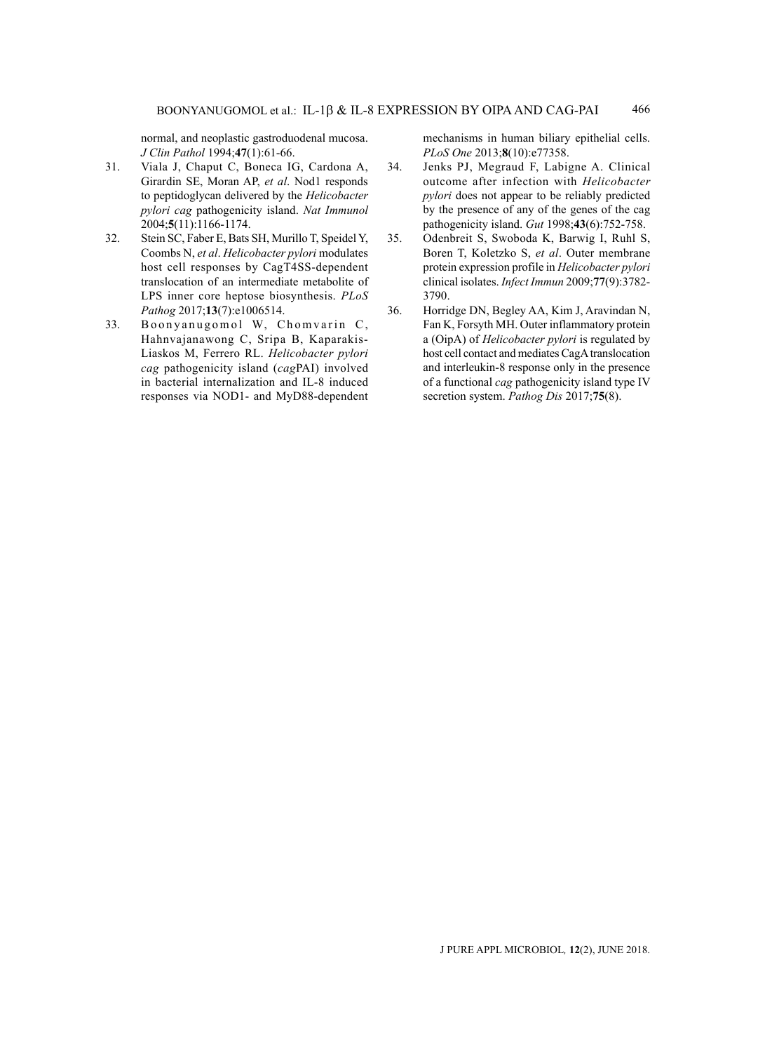normal, and neoplastic gastroduodenal mucosa. *J Clin Pathol* 1994;**47**(1):61-66.

31. Viala J, Chaput C, Boneca IG, Cardona A, Girardin SE, Moran AP, *et al*. Nod1 responds to peptidoglycan delivered by the *Helicobacter pylori cag* pathogenicity island. *Nat Immunol* 2004;**5**(11):1166-1174.
32. Stein SC, Faber E, Bats SH, Murillo T, Speidel Y, Coombs N, *et al*. *Helicobacter pylori* modulates host cell responses by CagT4SS-dependent translocation of an intermediate metabolite of LPS inner core heptose biosynthesis. *PLoS Pathog* 2017;**13**(7):e1006514.
33. Boonyanugomol W, Chomvarin C, Hahnvajanawong C, Sripa B, Kaparakis-Liaskos M, Ferrero RL. *Helicobacter pylori cag* pathogenicity island (*cag*PAI) involved in bacterial internalization and IL-8 induced responses via NOD1- and MyD88-dependent mechanisms in human biliary epithelial cells. *PLoS One* 2013;**8**(10):e77358.
34. Jenks PJ, Megraud F, Labigne A. Clinical outcome after infection with *Helicobacter pylori* does not appear to be reliably predicted by the presence of any of the genes of the cag pathogenicity island. *Gut* 1998;**43**(6):752-758.
35. Odenbreit S, Swoboda K, Barwig I, Ruhl S, Boren T, Koletzko S, *et al*. Outer membrane protein expression profile in *Helicobacter pylori* clinical isolates. *Infect Immun* 2009;**77**(9):3782-3790.
36. Horridge DN, Begley AA, Kim J, Aravindan N, Fan K, Forsyth MH. Outer inflammatory protein a (OipA) of *Helicobacter pylori* is regulated by host cell contact and mediates CagA translocation and interleukin-8 response only in the presence of a functional *cag* pathogenicity island type IV secretion system. *Pathog Dis* 2017;**75**(8).